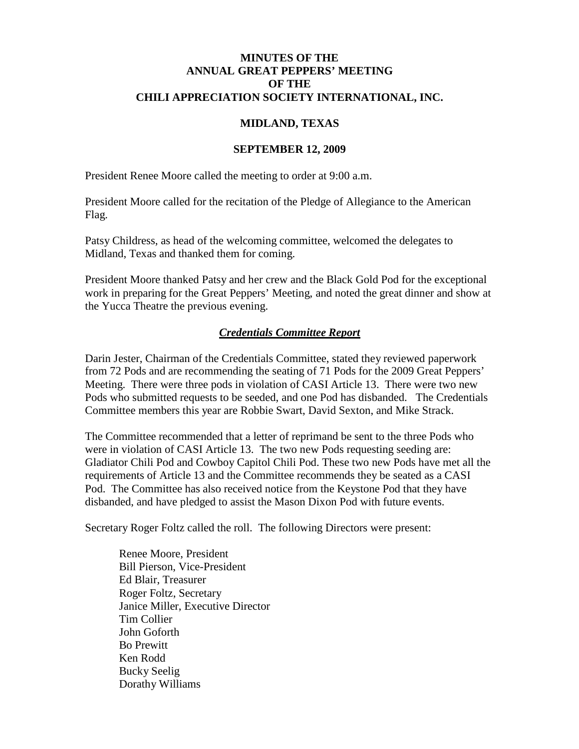# MINUTES OF THE ANNUAL GREAT PEPPERS' MEETING OF THE CHILI APPRECIATION SOCIETY INTERNATIONAL, INC.

## MIDLAND, TEXAS

## SEPTEMBER 12, 2009

President Renee Moore called the meeting to order at 9:00 a.m.

President Moore called for the recitation of the Pledge of Allegiance to the American Flag.

Patsy Childress, as head of the welcoming committee, welcomed the delegates to Midland, Texas and thanked them for coming.

President Moore thanked Patsy and her crew and the Black Gold Pod for the exceptional work in preparing for the Great Peppers' Meeting, and noted the great dinner and show at the Yucca Theatre the previous evening.

### ***Credentials Committee Report***

Darin Jester, Chairman of the Credentials Committee, stated they reviewed paperwork from 72 Pods and are recommending the seating of 71 Pods for the 2009 Great Peppers' Meeting. There were three pods in violation of CASI Article 13. There were two new Pods who submitted requests to be seeded, and one Pod has disbanded. The Credentials Committee members this year are Robbie Swart, David Sexton, and Mike Strack.

The Committee recommended that a letter of reprimand be sent to the three Pods who were in violation of CASI Article 13. The two new Pods requesting seeding are: Gladiator Chili Pod and Cowboy Capitol Chili Pod. These two new Pods have met all the requirements of Article 13 and the Committee recommends they be seated as a CASI Pod. The Committee has also received notice from the Keystone Pod that they have disbanded, and have pledged to assist the Mason Dixon Pod with future events.

Secretary Roger Foltz called the roll. The following Directors were present:

Renee Moore, President
Bill Pierson, Vice-President
Ed Blair, Treasurer
Roger Foltz, Secretary
Janice Miller, Executive Director
Tim Collier
John Goforth
Bo Prewitt
Ken Rodd
Bucky Seelig
Dorathy Williams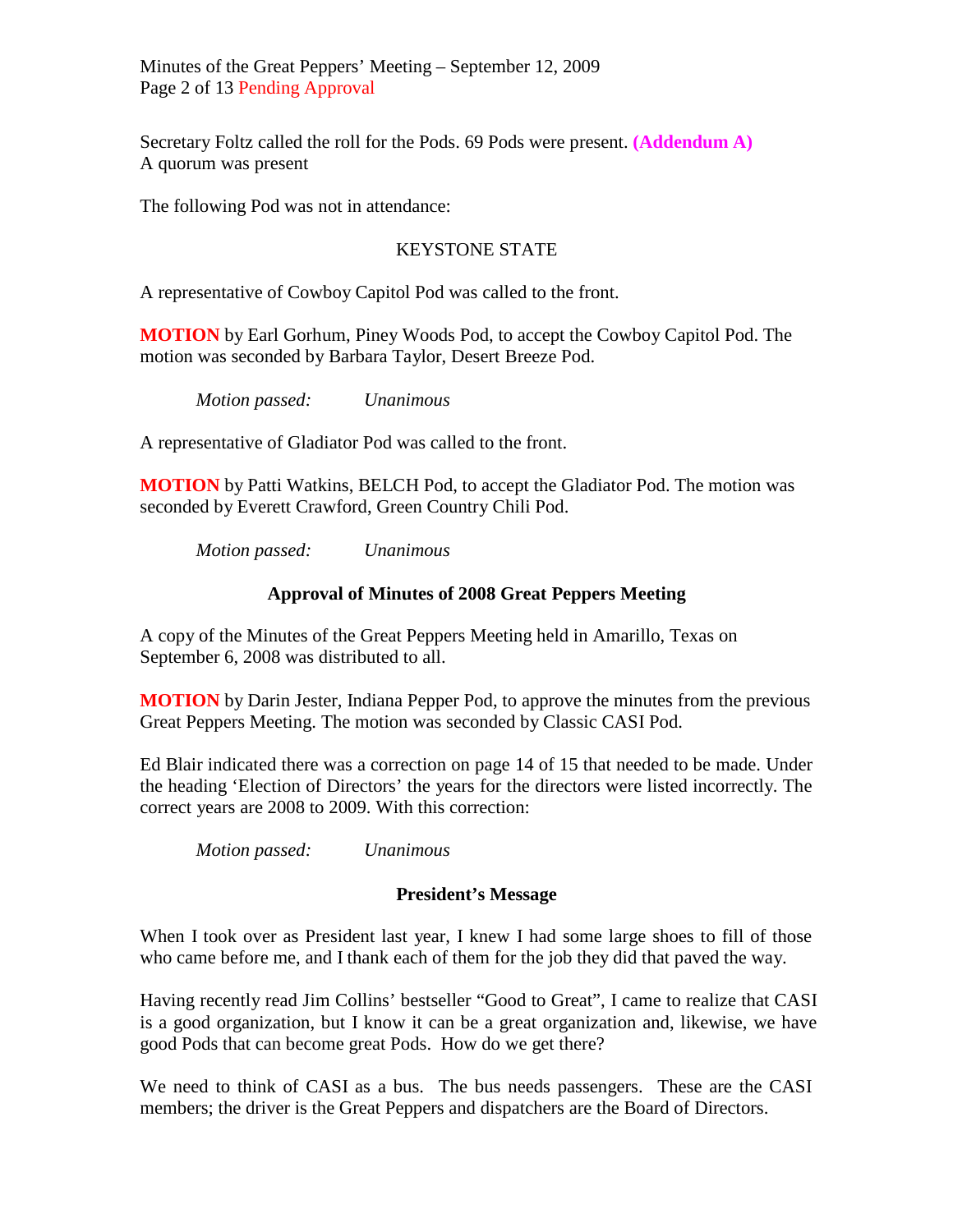Secretary Foltz called the roll for the Pods. 69 Pods were present. **(Addendum A)**
A quorum was present

The following Pod was not in attendance:

KEYSTONE STATE

A representative of Cowboy Capitol Pod was called to the front.

**MOTION** by Earl Gorhum, Piney Woods Pod, to accept the Cowboy Capitol Pod. The motion was seconded by Barbara Taylor, Desert Breeze Pod.

*Motion passed: Unanimous*

A representative of Gladiator Pod was called to the front.

**MOTION** by Patti Watkins, BELCH Pod, to accept the Gladiator Pod. The motion was seconded by Everett Crawford, Green Country Chili Pod.

*Motion passed: Unanimous*

## Approval of Minutes of 2008 Great Peppers Meeting

A copy of the Minutes of the Great Peppers Meeting held in Amarillo, Texas on September 6, 2008 was distributed to all.

**MOTION** by Darin Jester, Indiana Pepper Pod, to approve the minutes from the previous Great Peppers Meeting. The motion was seconded by Classic CASI Pod.

Ed Blair indicated there was a correction on page 14 of 15 that needed to be made. Under the heading 'Election of Directors' the years for the directors were listed incorrectly. The correct years are 2008 to 2009. With this correction:

*Motion passed: Unanimous*

## President's Message

When I took over as President last year, I knew I had some large shoes to fill of those who came before me, and I thank each of them for the job they did that paved the way.

Having recently read Jim Collins' bestseller "Good to Great", I came to realize that CASI is a good organization, but I know it can be a great organization and, likewise, we have good Pods that can become great Pods. How do we get there?

We need to think of CASI as a bus. The bus needs passengers. These are the CASI members; the driver is the Great Peppers and dispatchers are the Board of Directors.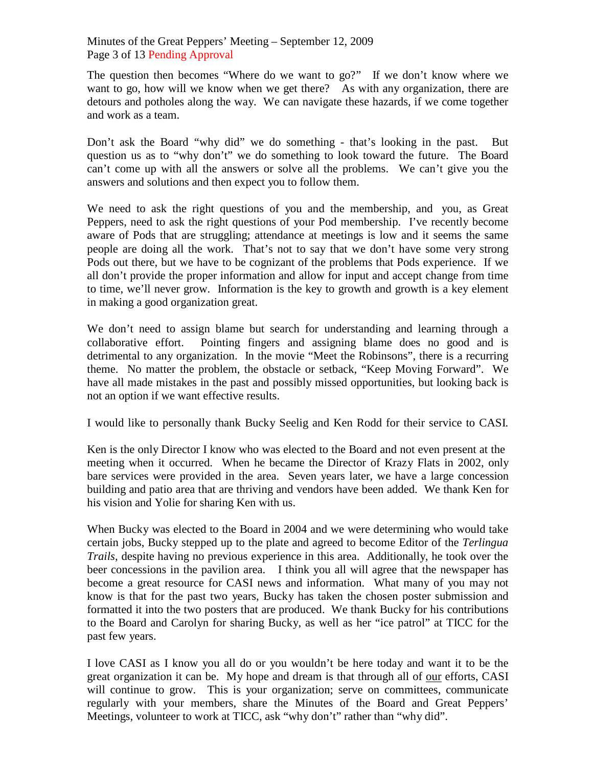The question then becomes "Where do we want to go?" If we don't know where we want to go, how will we know when we get there? As with any organization, there are detours and potholes along the way. We can navigate these hazards, if we come together and work as a team.

Don't ask the Board "why did" we do something - that's looking in the past. But question us as to "why don't" we do something to look toward the future. The Board can't come up with all the answers or solve all the problems. We can't give you the answers and solutions and then expect you to follow them.

We need to ask the right questions of you and the membership, and you, as Great Peppers, need to ask the right questions of your Pod membership. I've recently become aware of Pods that are struggling; attendance at meetings is low and it seems the same people are doing all the work. That's not to say that we don't have some very strong Pods out there, but we have to be cognizant of the problems that Pods experience. If we all don't provide the proper information and allow for input and accept change from time to time, we'll never grow. Information is the key to growth and growth is a key element in making a good organization great.

We don't need to assign blame but search for understanding and learning through a collaborative effort. Pointing fingers and assigning blame does no good and is detrimental to any organization. In the movie "Meet the Robinsons", there is a recurring theme. No matter the problem, the obstacle or setback, "Keep Moving Forward". We have all made mistakes in the past and possibly missed opportunities, but looking back is not an option if we want effective results.

I would like to personally thank Bucky Seelig and Ken Rodd for their service to CASI.

Ken is the only Director I know who was elected to the Board and not even present at the meeting when it occurred. When he became the Director of Krazy Flats in 2002, only bare services were provided in the area. Seven years later, we have a large concession building and patio area that are thriving and vendors have been added. We thank Ken for his vision and Yolie for sharing Ken with us.

When Bucky was elected to the Board in 2004 and we were determining who would take certain jobs, Bucky stepped up to the plate and agreed to become Editor of the *Terlingua Trails*, despite having no previous experience in this area. Additionally, he took over the beer concessions in the pavilion area. I think you all will agree that the newspaper has become a great resource for CASI news and information. What many of you may not know is that for the past two years, Bucky has taken the chosen poster submission and formatted it into the two posters that are produced. We thank Bucky for his contributions to the Board and Carolyn for sharing Bucky, as well as her "ice patrol" at TICC for the past few years.

I love CASI as I know you all do or you wouldn't be here today and want it to be the great organization it can be. My hope and dream is that through all of <u>our</u> efforts, CASI will continue to grow. This is your organization; serve on committees, communicate regularly with your members, share the Minutes of the Board and Great Peppers' Meetings, volunteer to work at TICC, ask "why don't" rather than "why did".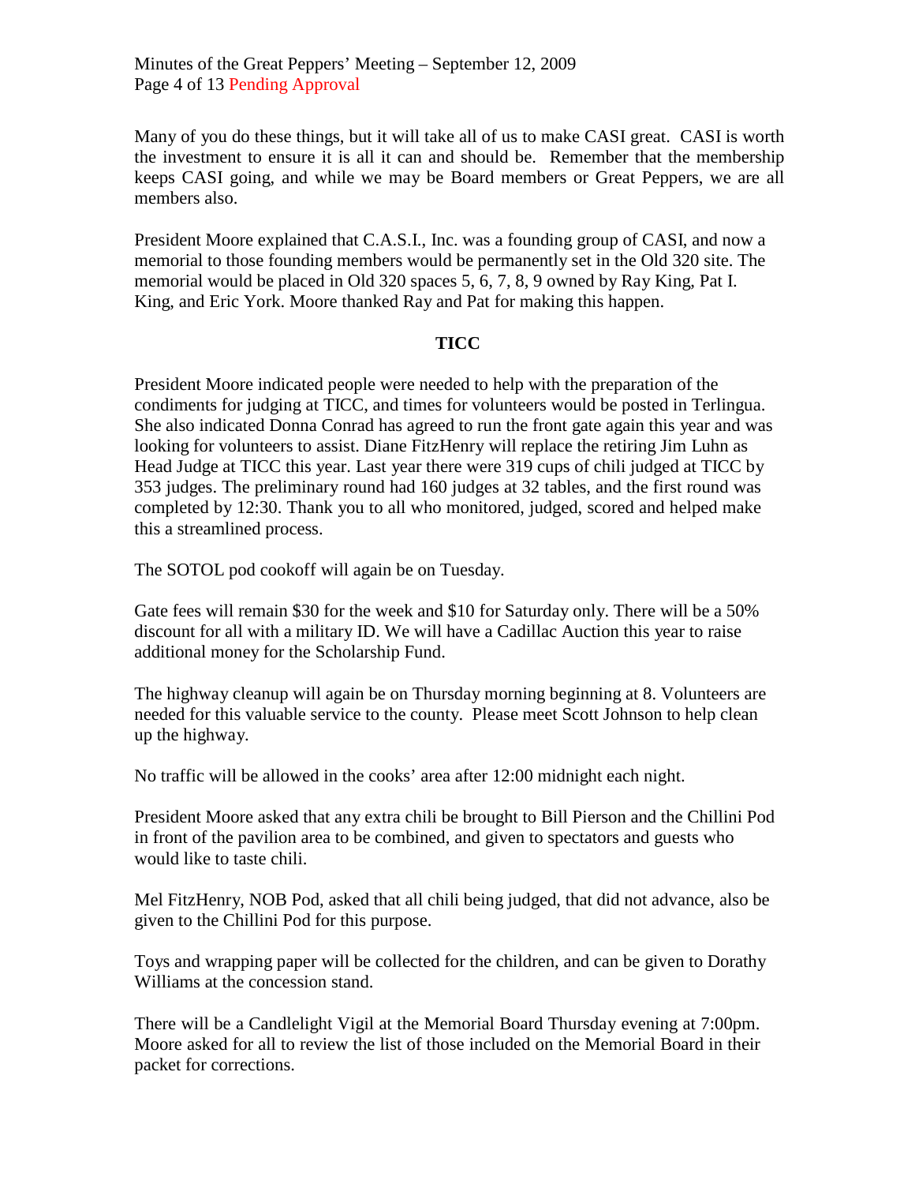Many of you do these things, but it will take all of us to make CASI great. CASI is worth the investment to ensure it is all it can and should be. Remember that the membership keeps CASI going, and while we may be Board members or Great Peppers, we are all members also.

President Moore explained that C.A.S.I., Inc. was a founding group of CASI, and now a memorial to those founding members would be permanently set in the Old 320 site. The memorial would be placed in Old 320 spaces 5, 6, 7, 8, 9 owned by Ray King, Pat I. King, and Eric York. Moore thanked Ray and Pat for making this happen.

## TICC

President Moore indicated people were needed to help with the preparation of the condiments for judging at TICC, and times for volunteers would be posted in Terlingua. She also indicated Donna Conrad has agreed to run the front gate again this year and was looking for volunteers to assist. Diane FitzHenry will replace the retiring Jim Luhn as Head Judge at TICC this year. Last year there were 319 cups of chili judged at TICC by 353 judges. The preliminary round had 160 judges at 32 tables, and the first round was completed by 12:30. Thank you to all who monitored, judged, scored and helped make this a streamlined process.

The SOTOL pod cookoff will again be on Tuesday.

Gate fees will remain $30 for the week and $10 for Saturday only. There will be a 50% discount for all with a military ID. We will have a Cadillac Auction this year to raise additional money for the Scholarship Fund.

The highway cleanup will again be on Thursday morning beginning at 8. Volunteers are needed for this valuable service to the county. Please meet Scott Johnson to help clean up the highway.

No traffic will be allowed in the cooks' area after 12:00 midnight each night.

President Moore asked that any extra chili be brought to Bill Pierson and the Chillini Pod in front of the pavilion area to be combined, and given to spectators and guests who would like to taste chili.

Mel FitzHenry, NOB Pod, asked that all chili being judged, that did not advance, also be given to the Chillini Pod for this purpose.

Toys and wrapping paper will be collected for the children, and can be given to Dorathy Williams at the concession stand.

There will be a Candlelight Vigil at the Memorial Board Thursday evening at 7:00pm. Moore asked for all to review the list of those included on the Memorial Board in their packet for corrections.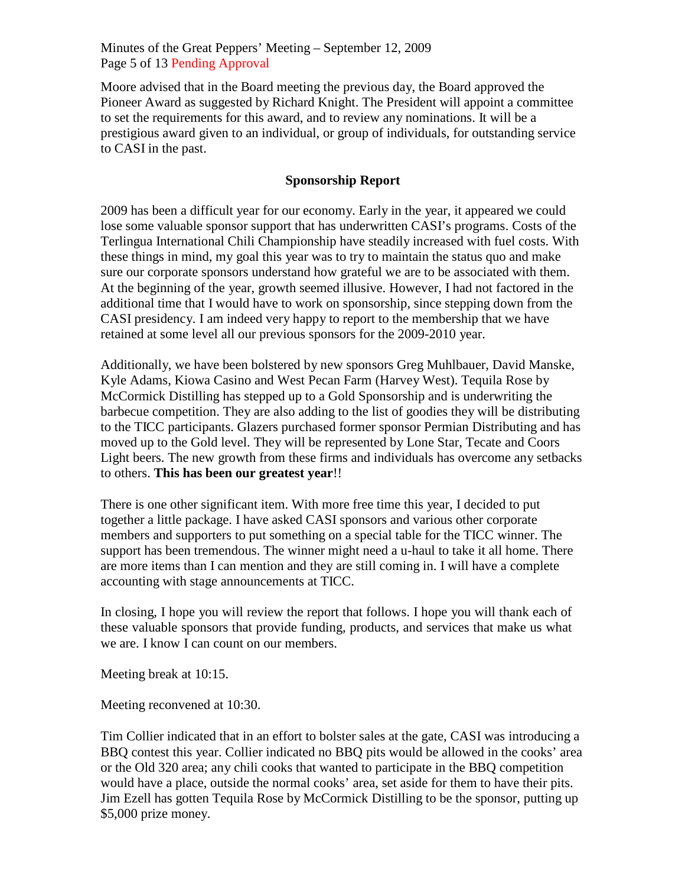Moore advised that in the Board meeting the previous day, the Board approved the Pioneer Award as suggested by Richard Knight. The President will appoint a committee to set the requirements for this award, and to review any nominations. It will be a prestigious award given to an individual, or group of individuals, for outstanding service to CASI in the past.

## Sponsorship Report

2009 has been a difficult year for our economy. Early in the year, it appeared we could lose some valuable sponsor support that has underwritten CASI's programs. Costs of the Terlingua International Chili Championship have steadily increased with fuel costs. With these things in mind, my goal this year was to try to maintain the status quo and make sure our corporate sponsors understand how grateful we are to be associated with them. At the beginning of the year, growth seemed illusive. However, I had not factored in the additional time that I would have to work on sponsorship, since stepping down from the CASI presidency. I am indeed very happy to report to the membership that we have retained at some level all our previous sponsors for the 2009-2010 year.

Additionally, we have been bolstered by new sponsors Greg Muhlbauer, David Manske, Kyle Adams, Kiowa Casino and West Pecan Farm (Harvey West). Tequila Rose by McCormick Distilling has stepped up to a Gold Sponsorship and is underwriting the barbecue competition. They are also adding to the list of goodies they will be distributing to the TICC participants. Glazers purchased former sponsor Permian Distributing and has moved up to the Gold level. They will be represented by Lone Star, Tecate and Coors Light beers. The new growth from these firms and individuals has overcome any setbacks to others. **This has been our greatest year**!!

There is one other significant item. With more free time this year, I decided to put together a little package. I have asked CASI sponsors and various other corporate members and supporters to put something on a special table for the TICC winner. The support has been tremendous. The winner might need a u-haul to take it all home. There are more items than I can mention and they are still coming in. I will have a complete accounting with stage announcements at TICC.

In closing, I hope you will review the report that follows. I hope you will thank each of these valuable sponsors that provide funding, products, and services that make us what we are. I know I can count on our members.

Meeting break at 10:15.

Meeting reconvened at 10:30.

Tim Collier indicated that in an effort to bolster sales at the gate, CASI was introducing a BBQ contest this year. Collier indicated no BBQ pits would be allowed in the cooks' area or the Old 320 area; any chili cooks that wanted to participate in the BBQ competition would have a place, outside the normal cooks' area, set aside for them to have their pits. Jim Ezell has gotten Tequila Rose by McCormick Distilling to be the sponsor, putting up $5,000 prize money.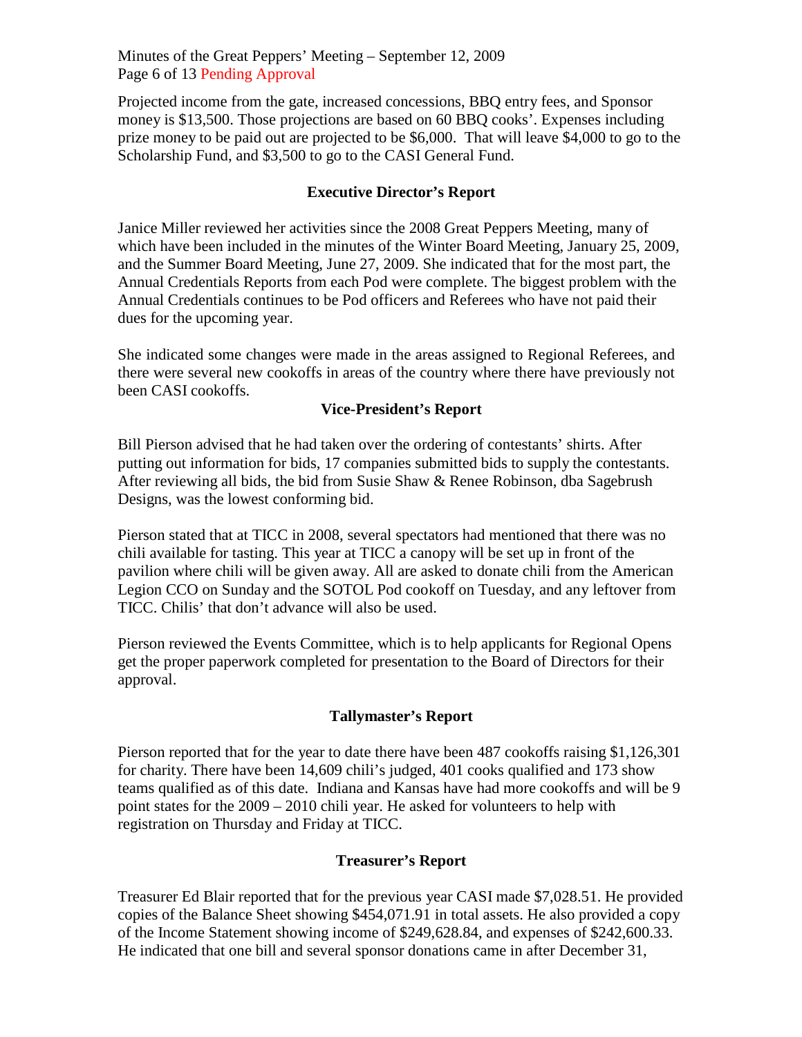Projected income from the gate, increased concessions, BBQ entry fees, and Sponsor money is $13,500. Those projections are based on 60 BBQ cooks'. Expenses including prize money to be paid out are projected to be $6,000. That will leave $4,000 to go to the Scholarship Fund, and $3,500 to go to the CASI General Fund.

## Executive Director's Report

Janice Miller reviewed her activities since the 2008 Great Peppers Meeting, many of which have been included in the minutes of the Winter Board Meeting, January 25, 2009, and the Summer Board Meeting, June 27, 2009. She indicated that for the most part, the Annual Credentials Reports from each Pod were complete. The biggest problem with the Annual Credentials continues to be Pod officers and Referees who have not paid their dues for the upcoming year.

She indicated some changes were made in the areas assigned to Regional Referees, and there were several new cookoffs in areas of the country where there have previously not been CASI cookoffs.

## Vice-President's Report

Bill Pierson advised that he had taken over the ordering of contestants' shirts. After putting out information for bids, 17 companies submitted bids to supply the contestants. After reviewing all bids, the bid from Susie Shaw & Renee Robinson, dba Sagebrush Designs, was the lowest conforming bid.

Pierson stated that at TICC in 2008, several spectators had mentioned that there was no chili available for tasting. This year at TICC a canopy will be set up in front of the pavilion where chili will be given away. All are asked to donate chili from the American Legion CCO on Sunday and the SOTOL Pod cookoff on Tuesday, and any leftover from TICC. Chilis' that don't advance will also be used.

Pierson reviewed the Events Committee, which is to help applicants for Regional Opens get the proper paperwork completed for presentation to the Board of Directors for their approval.

## Tallymaster's Report

Pierson reported that for the year to date there have been 487 cookoffs raising $1,126,301 for charity. There have been 14,609 chili's judged, 401 cooks qualified and 173 show teams qualified as of this date. Indiana and Kansas have had more cookoffs and will be 9 point states for the 2009 – 2010 chili year. He asked for volunteers to help with registration on Thursday and Friday at TICC.

## Treasurer's Report

Treasurer Ed Blair reported that for the previous year CASI made $7,028.51. He provided copies of the Balance Sheet showing $454,071.91 in total assets. He also provided a copy of the Income Statement showing income of $249,628.84, and expenses of $242,600.33. He indicated that one bill and several sponsor donations came in after December 31,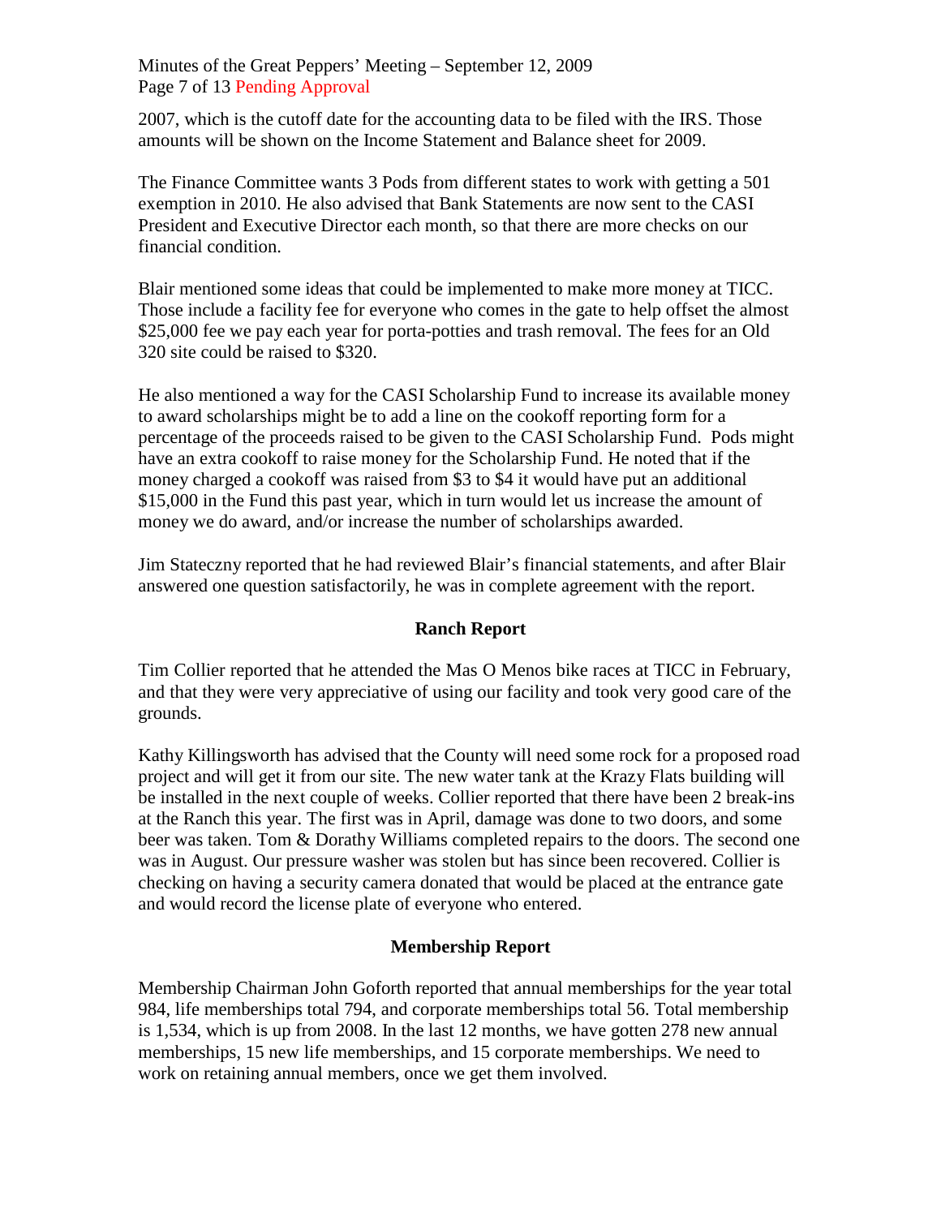2007, which is the cutoff date for the accounting data to be filed with the IRS. Those amounts will be shown on the Income Statement and Balance sheet for 2009.

The Finance Committee wants 3 Pods from different states to work with getting a 501 exemption in 2010. He also advised that Bank Statements are now sent to the CASI President and Executive Director each month, so that there are more checks on our financial condition.

Blair mentioned some ideas that could be implemented to make more money at TICC. Those include a facility fee for everyone who comes in the gate to help offset the almost $25,000 fee we pay each year for porta-potties and trash removal. The fees for an Old 320 site could be raised to $320.

He also mentioned a way for the CASI Scholarship Fund to increase its available money to award scholarships might be to add a line on the cookoff reporting form for a percentage of the proceeds raised to be given to the CASI Scholarship Fund. Pods might have an extra cookoff to raise money for the Scholarship Fund. He noted that if the money charged a cookoff was raised from $3 to $4 it would have put an additional $15,000 in the Fund this past year, which in turn would let us increase the amount of money we do award, and/or increase the number of scholarships awarded.

Jim Stateczny reported that he had reviewed Blair's financial statements, and after Blair answered one question satisfactorily, he was in complete agreement with the report.

## Ranch Report

Tim Collier reported that he attended the Mas O Menos bike races at TICC in February, and that they were very appreciative of using our facility and took very good care of the grounds.

Kathy Killingsworth has advised that the County will need some rock for a proposed road project and will get it from our site. The new water tank at the Krazy Flats building will be installed in the next couple of weeks. Collier reported that there have been 2 break-ins at the Ranch this year. The first was in April, damage was done to two doors, and some beer was taken. Tom & Dorathy Williams completed repairs to the doors. The second one was in August. Our pressure washer was stolen but has since been recovered. Collier is checking on having a security camera donated that would be placed at the entrance gate and would record the license plate of everyone who entered.

## Membership Report

Membership Chairman John Goforth reported that annual memberships for the year total 984, life memberships total 794, and corporate memberships total 56. Total membership is 1,534, which is up from 2008. In the last 12 months, we have gotten 278 new annual memberships, 15 new life memberships, and 15 corporate memberships. We need to work on retaining annual members, once we get them involved.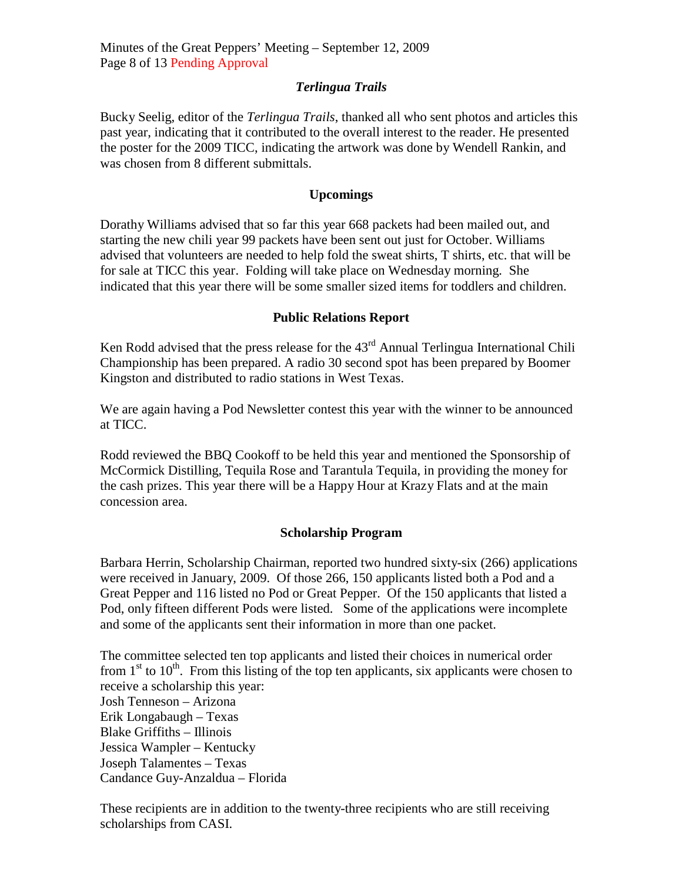### *Terlingua Trails*

Bucky Seelig, editor of the *Terlingua Trails*, thanked all who sent photos and articles this past year, indicating that it contributed to the overall interest to the reader. He presented the poster for the 2009 TICC, indicating the artwork was done by Wendell Rankin, and was chosen from 8 different submittals.

### Upcomings

Dorathy Williams advised that so far this year 668 packets had been mailed out, and starting the new chili year 99 packets have been sent out just for October. Williams advised that volunteers are needed to help fold the sweat shirts, T shirts, etc. that will be for sale at TICC this year. Folding will take place on Wednesday morning. She indicated that this year there will be some smaller sized items for toddlers and children.

### Public Relations Report

Ken Rodd advised that the press release for the 43rd Annual Terlingua International Chili Championship has been prepared. A radio 30 second spot has been prepared by Boomer Kingston and distributed to radio stations in West Texas.

We are again having a Pod Newsletter contest this year with the winner to be announced at TICC.

Rodd reviewed the BBQ Cookoff to be held this year and mentioned the Sponsorship of McCormick Distilling, Tequila Rose and Tarantula Tequila, in providing the money for the cash prizes. This year there will be a Happy Hour at Krazy Flats and at the main concession area.

### Scholarship Program

Barbara Herrin, Scholarship Chairman, reported two hundred sixty-six (266) applications were received in January, 2009. Of those 266, 150 applicants listed both a Pod and a Great Pepper and 116 listed no Pod or Great Pepper. Of the 150 applicants that listed a Pod, only fifteen different Pods were listed. Some of the applications were incomplete and some of the applicants sent their information in more than one packet.

The committee selected ten top applicants and listed their choices in numerical order from 1st to 10th. From this listing of the top ten applicants, six applicants were chosen to receive a scholarship this year:
Josh Tenneson – Arizona
Erik Longabaugh – Texas
Blake Griffiths – Illinois
Jessica Wampler – Kentucky
Joseph Talamentes – Texas
Candance Guy-Anzaldua – Florida

These recipients are in addition to the twenty-three recipients who are still receiving scholarships from CASI.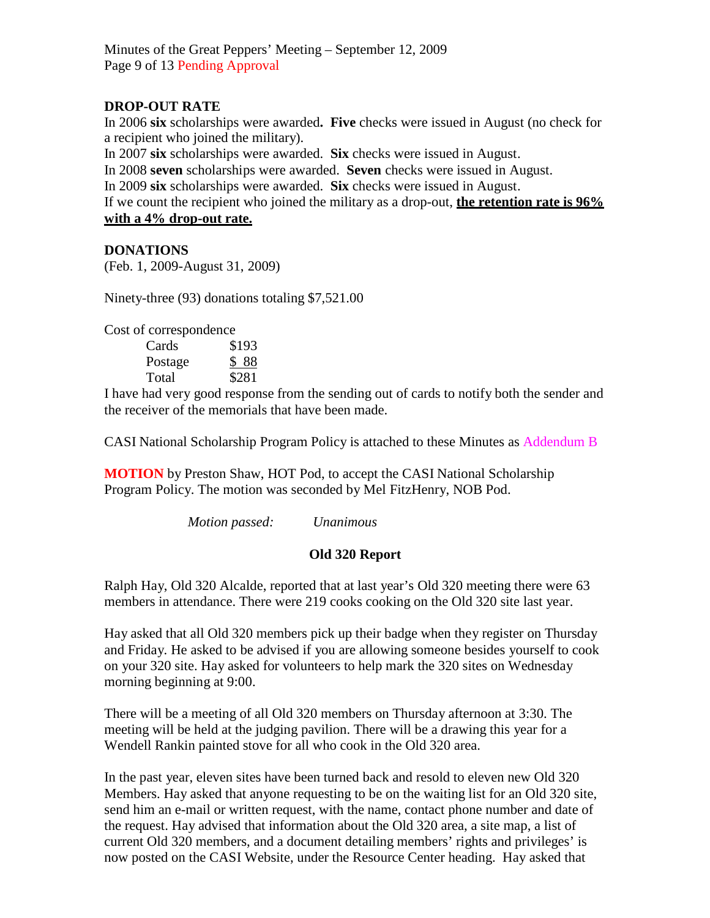**DROP-OUT RATE**

In 2006 **six** scholarships were awarded**.** **Five** checks were issued in August (no check for a recipient who joined the military).

In 2007 **six** scholarships were awarded. **Six** checks were issued in August.

In 2008 **seven** scholarships were awarded. **Seven** checks were issued in August.

In 2009 **six** scholarships were awarded. **Six** checks were issued in August.

If we count the recipient who joined the military as a drop-out, **the retention rate is 96% with a 4% drop-out rate.**

**DONATIONS**

(Feb. 1, 2009-August 31, 2009)

Ninety-three (93) donations totaling $7,521.00

Cost of correspondence

| | |
|---|---|
| Cards | $193 |
| Postage | $ 88 |
| Total | $281 |

I have had very good response from the sending out of cards to notify both the sender and the receiver of the memorials that have been made.

CASI National Scholarship Program Policy is attached to these Minutes as Addendum B

**MOTION** by Preston Shaw, HOT Pod, to accept the CASI National Scholarship Program Policy. The motion was seconded by Mel FitzHenry, NOB Pod.

*Motion passed:* *Unanimous*

**Old 320 Report**

Ralph Hay, Old 320 Alcalde, reported that at last year's Old 320 meeting there were 63 members in attendance. There were 219 cooks cooking on the Old 320 site last year.

Hay asked that all Old 320 members pick up their badge when they register on Thursday and Friday. He asked to be advised if you are allowing someone besides yourself to cook on your 320 site. Hay asked for volunteers to help mark the 320 sites on Wednesday morning beginning at 9:00.

There will be a meeting of all Old 320 members on Thursday afternoon at 3:30. The meeting will be held at the judging pavilion. There will be a drawing this year for a Wendell Rankin painted stove for all who cook in the Old 320 area.

In the past year, eleven sites have been turned back and resold to eleven new Old 320 Members. Hay asked that anyone requesting to be on the waiting list for an Old 320 site, send him an e-mail or written request, with the name, contact phone number and date of the request. Hay advised that information about the Old 320 area, a site map, a list of current Old 320 members, and a document detailing members' rights and privileges' is now posted on the CASI Website, under the Resource Center heading. Hay asked that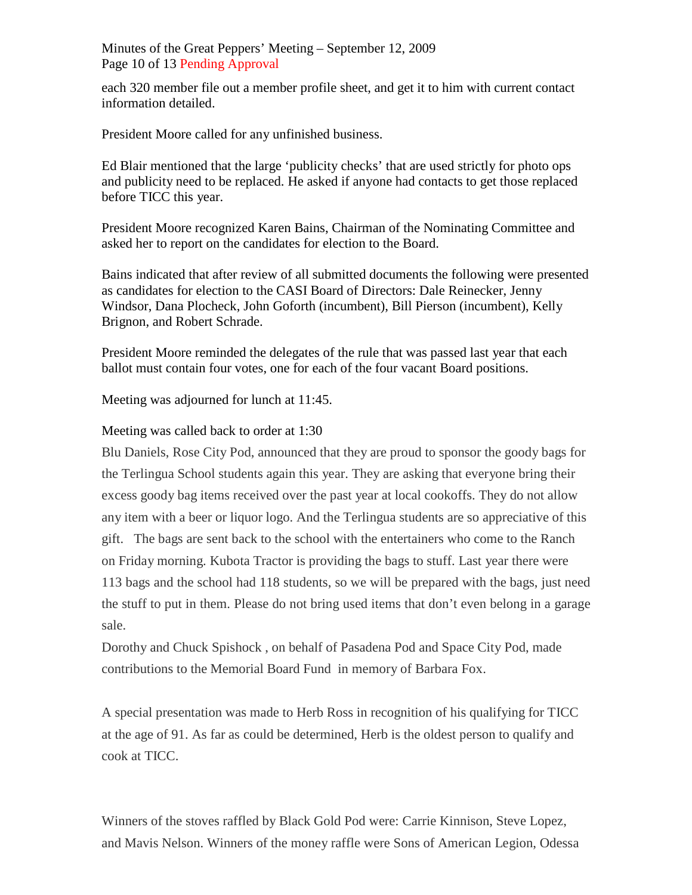each 320 member file out a member profile sheet, and get it to him with current contact information detailed.

President Moore called for any unfinished business.

Ed Blair mentioned that the large 'publicity checks' that are used strictly for photo ops and publicity need to be replaced. He asked if anyone had contacts to get those replaced before TICC this year.

President Moore recognized Karen Bains, Chairman of the Nominating Committee and asked her to report on the candidates for election to the Board.

Bains indicated that after review of all submitted documents the following were presented as candidates for election to the CASI Board of Directors: Dale Reinecker, Jenny Windsor, Dana Plocheck, John Goforth (incumbent), Bill Pierson (incumbent), Kelly Brignon, and Robert Schrade.

President Moore reminded the delegates of the rule that was passed last year that each ballot must contain four votes, one for each of the four vacant Board positions.

Meeting was adjourned for lunch at 11:45.

Meeting was called back to order at 1:30

Blu Daniels, Rose City Pod, announced that they are proud to sponsor the goody bags for the Terlingua School students again this year. They are asking that everyone bring their excess goody bag items received over the past year at local cookoffs. They do not allow any item with a beer or liquor logo. And the Terlingua students are so appreciative of this gift. The bags are sent back to the school with the entertainers who come to the Ranch on Friday morning. Kubota Tractor is providing the bags to stuff. Last year there were 113 bags and the school had 118 students, so we will be prepared with the bags, just need the stuff to put in them. Please do not bring used items that don't even belong in a garage sale.

Dorothy and Chuck Spishock , on behalf of Pasadena Pod and Space City Pod, made contributions to the Memorial Board Fund in memory of Barbara Fox.

A special presentation was made to Herb Ross in recognition of his qualifying for TICC at the age of 91. As far as could be determined, Herb is the oldest person to qualify and cook at TICC.

Winners of the stoves raffled by Black Gold Pod were: Carrie Kinnison, Steve Lopez, and Mavis Nelson. Winners of the money raffle were Sons of American Legion, Odessa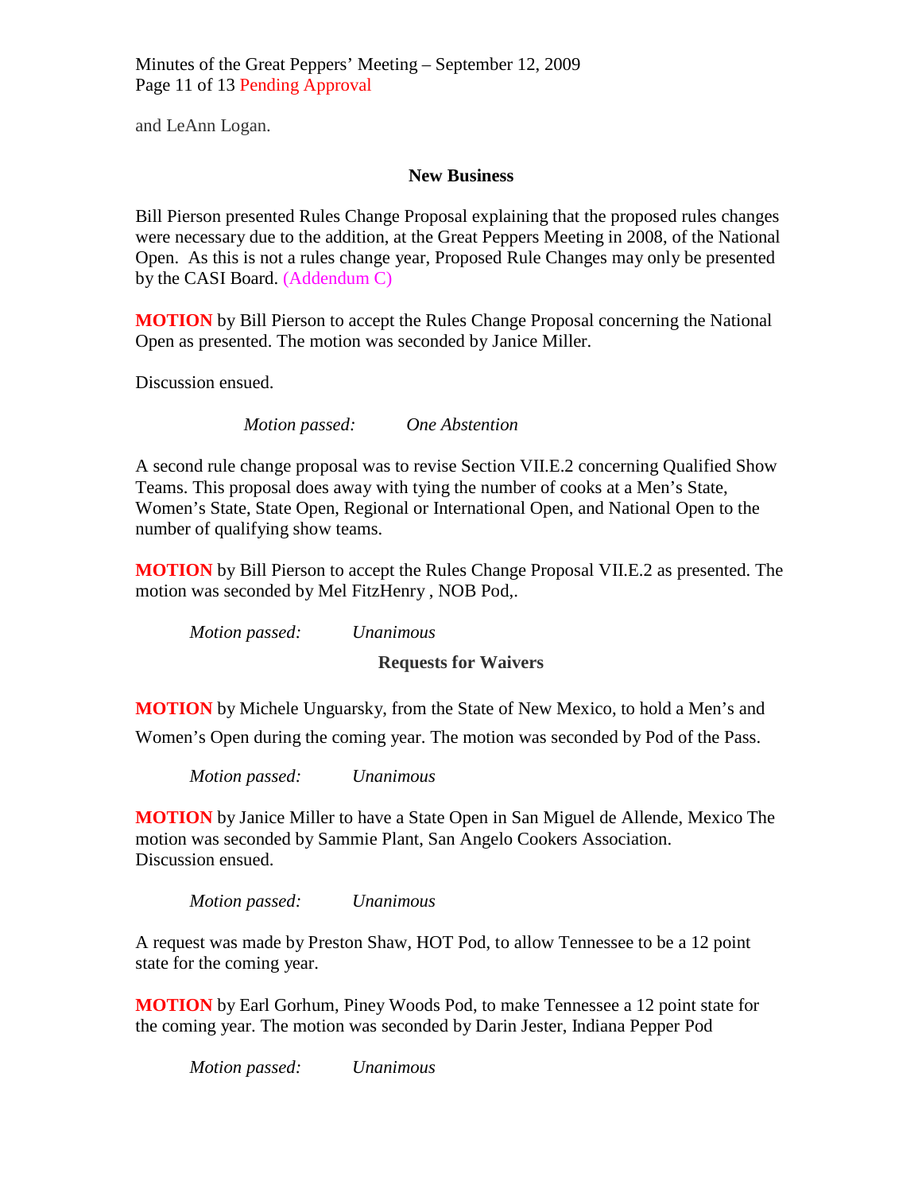and LeAnn Logan.

## New Business

Bill Pierson presented Rules Change Proposal explaining that the proposed rules changes were necessary due to the addition, at the Great Peppers Meeting in 2008, of the National Open. As this is not a rules change year, Proposed Rule Changes may only be presented by the CASI Board. (Addendum C)

**MOTION** by Bill Pierson to accept the Rules Change Proposal concerning the National Open as presented. The motion was seconded by Janice Miller.

Discussion ensued.

*Motion passed:* *One Abstention*

A second rule change proposal was to revise Section VII.E.2 concerning Qualified Show Teams. This proposal does away with tying the number of cooks at a Men's State, Women's State, State Open, Regional or International Open, and National Open to the number of qualifying show teams.

**MOTION** by Bill Pierson to accept the Rules Change Proposal VII.E.2 as presented. The motion was seconded by Mel FitzHenry , NOB Pod,.

*Motion passed:* *Unanimous*

## Requests for Waivers

**MOTION** by Michele Unguarsky, from the State of New Mexico, to hold a Men's and Women's Open during the coming year. The motion was seconded by Pod of the Pass.

*Motion passed:* *Unanimous*

**MOTION** by Janice Miller to have a State Open in San Miguel de Allende, Mexico The motion was seconded by Sammie Plant, San Angelo Cookers Association.
Discussion ensued.

*Motion passed:* *Unanimous*

A request was made by Preston Shaw, HOT Pod, to allow Tennessee to be a 12 point state for the coming year.

**MOTION** by Earl Gorhum, Piney Woods Pod, to make Tennessee a 12 point state for the coming year. The motion was seconded by Darin Jester, Indiana Pepper Pod

*Motion passed:* *Unanimous*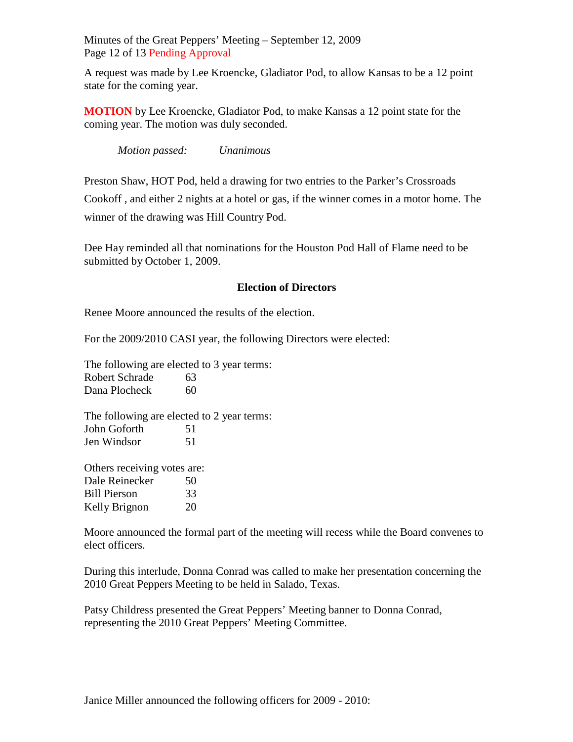A request was made by Lee Kroencke, Gladiator Pod, to allow Kansas to be a 12 point state for the coming year.

**MOTION** by Lee Kroencke, Gladiator Pod, to make Kansas a 12 point state for the coming year. The motion was duly seconded.

*Motion passed: Unanimous*

Preston Shaw, HOT Pod, held a drawing for two entries to the Parker's Crossroads Cookoff , and either 2 nights at a hotel or gas, if the winner comes in a motor home. The winner of the drawing was Hill Country Pod.

Dee Hay reminded all that nominations for the Houston Pod Hall of Flame need to be submitted by October 1, 2009.

**Election of Directors**

Renee Moore announced the results of the election.

For the 2009/2010 CASI year, the following Directors were elected:

The following are elected to 3 year terms:
Robert Schrade 63
Dana Plocheck 60

The following are elected to 2 year terms:
John Goforth 51
Jen Windsor 51

Others receiving votes are:
Dale Reinecker 50
Bill Pierson 33
Kelly Brignon 20

Moore announced the formal part of the meeting will recess while the Board convenes to elect officers.

During this interlude, Donna Conrad was called to make her presentation concerning the 2010 Great Peppers Meeting to be held in Salado, Texas.

Patsy Childress presented the Great Peppers' Meeting banner to Donna Conrad, representing the 2010 Great Peppers' Meeting Committee.

Janice Miller announced the following officers for 2009 - 2010: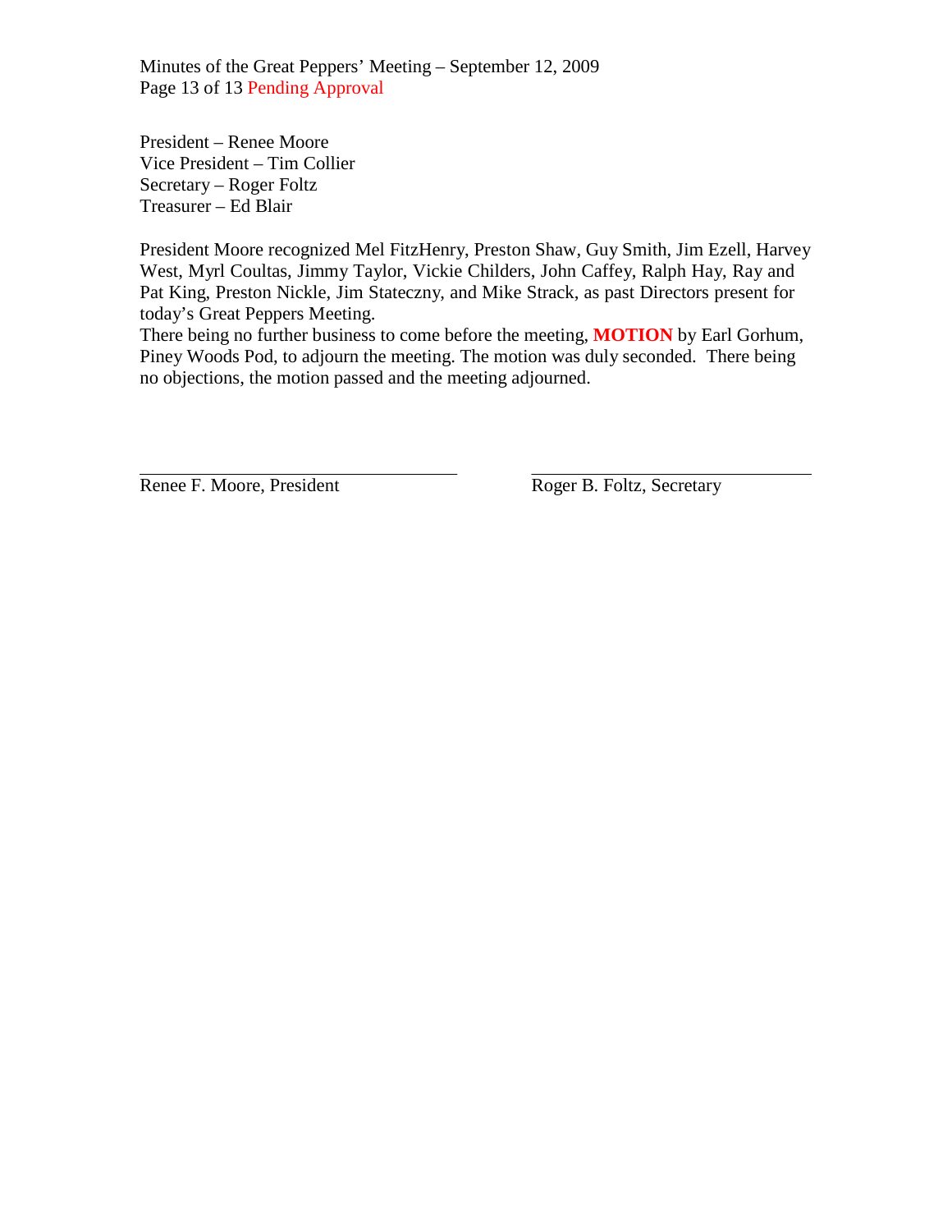President – Renee Moore
Vice President – Tim Collier
Secretary – Roger Foltz
Treasurer – Ed Blair

President Moore recognized Mel FitzHenry, Preston Shaw, Guy Smith, Jim Ezell, Harvey West, Myrl Coultas, Jimmy Taylor, Vickie Childers, John Caffey, Ralph Hay, Ray and Pat King, Preston Nickle, Jim Stateczny, and Mike Strack, as past Directors present for today's Great Peppers Meeting.

There being no further business to come before the meeting, **MOTION** by Earl Gorhum, Piney Woods Pod, to adjourn the meeting. The motion was duly seconded. There being no objections, the motion passed and the meeting adjourned.

______________________________ ______________________________
Renee F. Moore, President Roger B. Foltz, Secretary